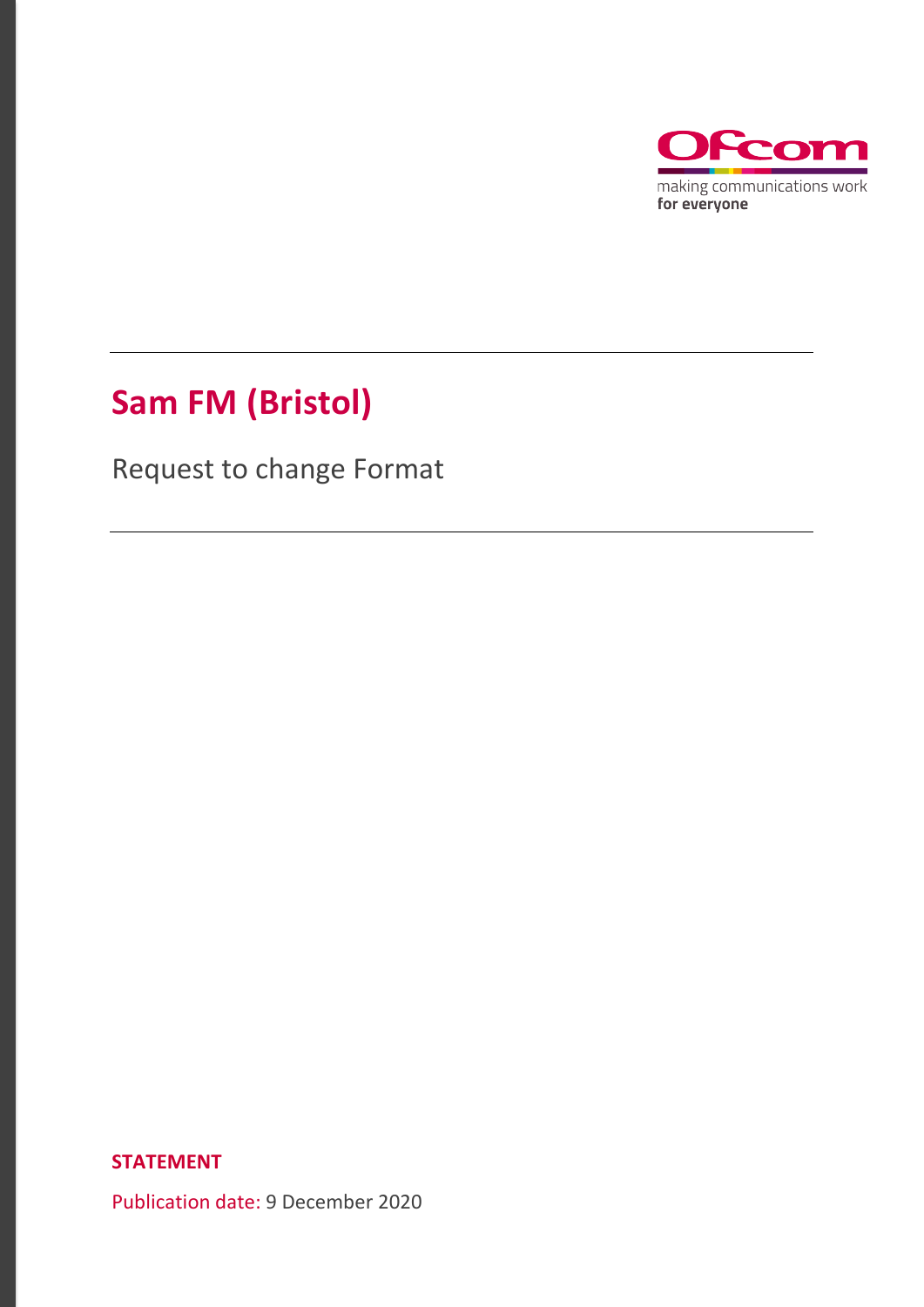# Sam FM (Bristol)

Request to change Format

**STATEMENT**

Publication date: 9 December 2020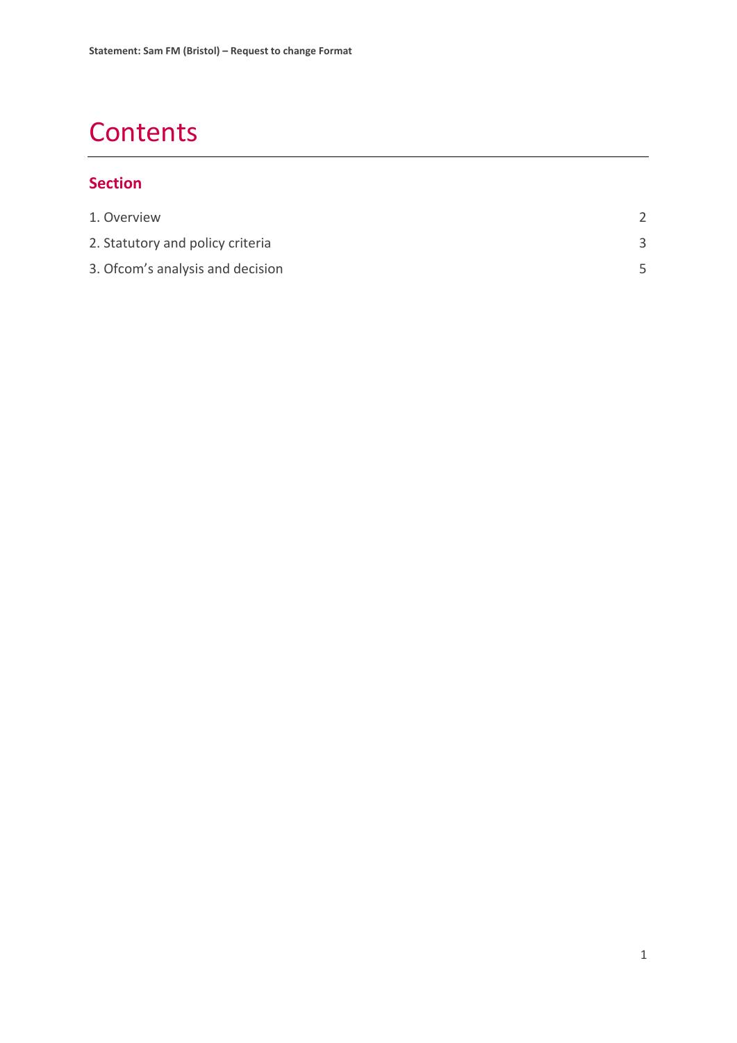# Contents

## Section

| | |
|---|---|
| 1. Overview | 2 |
| 2. Statutory and policy criteria | 3 |
| 3. Ofcom's analysis and decision | 5 |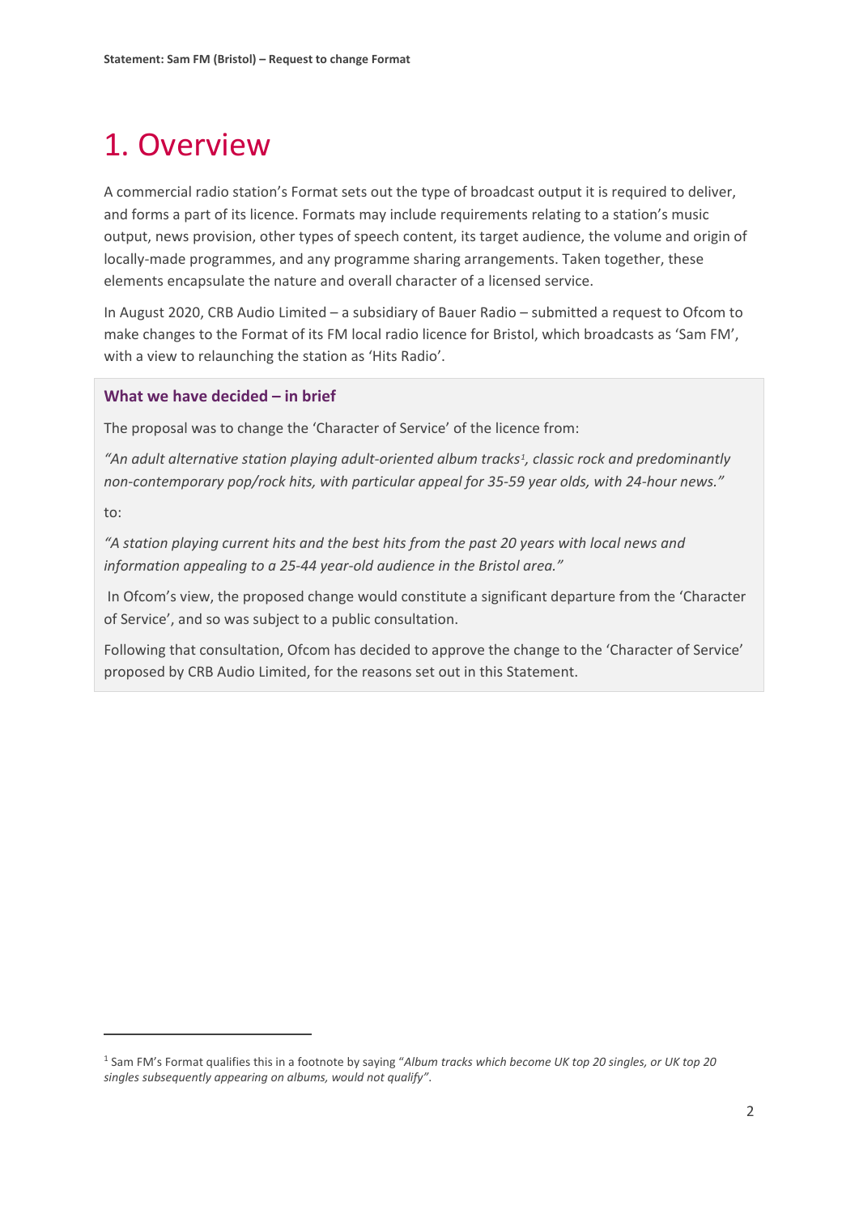# 1. Overview

A commercial radio station's Format sets out the type of broadcast output it is required to deliver, and forms a part of its licence. Formats may include requirements relating to a station's music output, news provision, other types of speech content, its target audience, the volume and origin of locally-made programmes, and any programme sharing arrangements. Taken together, these elements encapsulate the nature and overall character of a licensed service.

In August 2020, CRB Audio Limited – a subsidiary of Bauer Radio – submitted a request to Ofcom to make changes to the Format of its FM local radio licence for Bristol, which broadcasts as 'Sam FM', with a view to relaunching the station as 'Hits Radio'.

### What we have decided – in brief

The proposal was to change the 'Character of Service' of the licence from:

*"An adult alternative station playing adult-oriented album tracks[1], classic rock and predominantly non-contemporary pop/rock hits, with particular appeal for 35-59 year olds, with 24-hour news."*

to:

*"A station playing current hits and the best hits from the past 20 years with local news and information appealing to a 25-44 year-old audience in the Bristol area."*

In Ofcom's view, the proposed change would constitute a significant departure from the 'Character of Service', and so was subject to a public consultation.

Following that consultation, Ofcom has decided to approve the change to the 'Character of Service' proposed by CRB Audio Limited, for the reasons set out in this Statement.

---

[1] Sam FM's Format qualifies this in a footnote by saying "*Album tracks which become UK top 20 singles, or UK top 20 singles subsequently appearing on albums, would not qualify*".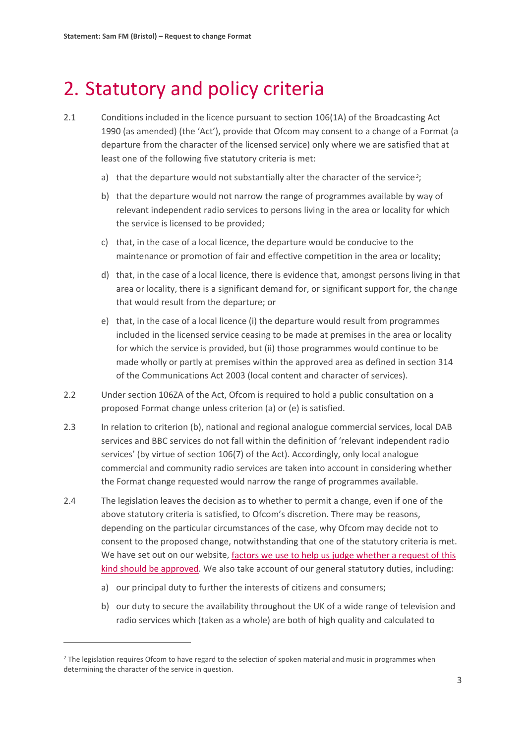# 2. Statutory and policy criteria

2.1 Conditions included in the licence pursuant to section 106(1A) of the Broadcasting Act 1990 (as amended) (the 'Act'), provide that Ofcom may consent to a change of a Format (a departure from the character of the licensed service) only where we are satisfied that at least one of the following five statutory criteria is met:

a) that the departure would not substantially alter the character of the service[2];

b) that the departure would not narrow the range of programmes available by way of relevant independent radio services to persons living in the area or locality for which the service is licensed to be provided;

c) that, in the case of a local licence, the departure would be conducive to the maintenance or promotion of fair and effective competition in the area or locality;

d) that, in the case of a local licence, there is evidence that, amongst persons living in that area or locality, there is a significant demand for, or significant support for, the change that would result from the departure; or

e) that, in the case of a local licence (i) the departure would result from programmes included in the licensed service ceasing to be made at premises in the area or locality for which the service is provided, but (ii) those programmes would continue to be made wholly or partly at premises within the approved area as defined in section 314 of the Communications Act 2003 (local content and character of services).

2.2 Under section 106ZA of the Act, Ofcom is required to hold a public consultation on a proposed Format change unless criterion (a) or (e) is satisfied.

2.3 In relation to criterion (b), national and regional analogue commercial services, local DAB services and BBC services do not fall within the definition of 'relevant independent radio services' (by virtue of section 106(7) of the Act). Accordingly, only local analogue commercial and community radio services are taken into account in considering whether the Format change requested would narrow the range of programmes available.

2.4 The legislation leaves the decision as to whether to permit a change, even if one of the above statutory criteria is satisfied, to Ofcom's discretion. There may be reasons, depending on the particular circumstances of the case, why Ofcom may decide not to consent to the proposed change, notwithstanding that one of the statutory criteria is met. We have set out on our website, factors we use to help us judge whether a request of this kind should be approved. We also take account of our general statutory duties, including:

a) our principal duty to further the interests of citizens and consumers;

b) our duty to secure the availability throughout the UK of a wide range of television and radio services which (taken as a whole) are both of high quality and calculated to

[2] The legislation requires Ofcom to have regard to the selection of spoken material and music in programmes when determining the character of the service in question.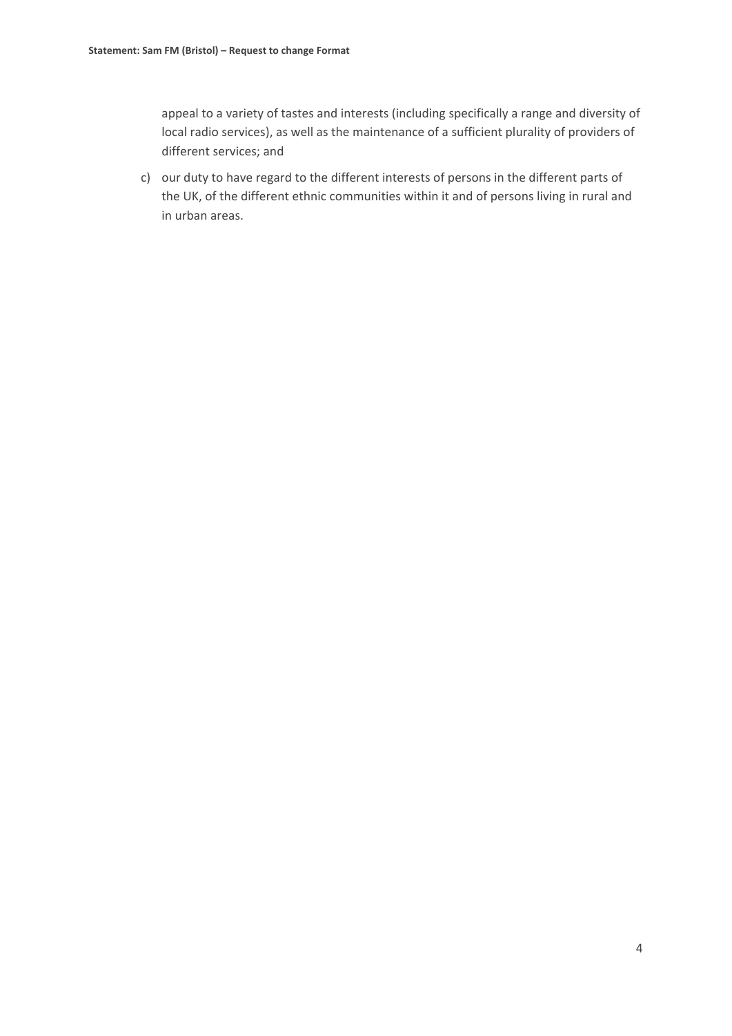appeal to a variety of tastes and interests (including specifically a range and diversity of local radio services), as well as the maintenance of a sufficient plurality of providers of different services; and

c) our duty to have regard to the different interests of persons in the different parts of the UK, of the different ethnic communities within it and of persons living in rural and in urban areas.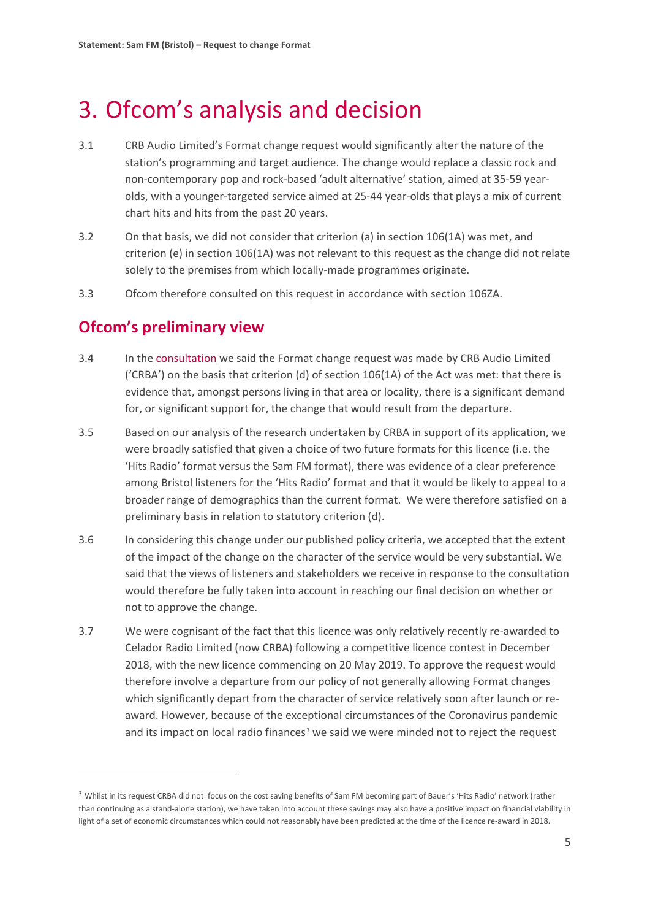# 3. Ofcom's analysis and decision

3.1 CRB Audio Limited's Format change request would significantly alter the nature of the station's programming and target audience. The change would replace a classic rock and non-contemporary pop and rock-based 'adult alternative' station, aimed at 35-59 year-olds, with a younger-targeted service aimed at 25-44 year-olds that plays a mix of current chart hits and hits from the past 20 years.

3.2 On that basis, we did not consider that criterion (a) in section 106(1A) was met, and criterion (e) in section 106(1A) was not relevant to this request as the change did not relate solely to the premises from which locally-made programmes originate.

3.3 Ofcom therefore consulted on this request in accordance with section 106ZA.

## Ofcom's preliminary view

3.4 In the consultation we said the Format change request was made by CRB Audio Limited ('CRBA') on the basis that criterion (d) of section 106(1A) of the Act was met: that there is evidence that, amongst persons living in that area or locality, there is a significant demand for, or significant support for, the change that would result from the departure.

3.5 Based on our analysis of the research undertaken by CRBA in support of its application, we were broadly satisfied that given a choice of two future formats for this licence (i.e. the 'Hits Radio' format versus the Sam FM format), there was evidence of a clear preference among Bristol listeners for the 'Hits Radio' format and that it would be likely to appeal to a broader range of demographics than the current format. We were therefore satisfied on a preliminary basis in relation to statutory criterion (d).

3.6 In considering this change under our published policy criteria, we accepted that the extent of the impact of the change on the character of the service would be very substantial. We said that the views of listeners and stakeholders we receive in response to the consultation would therefore be fully taken into account in reaching our final decision on whether or not to approve the change.

3.7 We were cognisant of the fact that this licence was only relatively recently re-awarded to Celador Radio Limited (now CRBA) following a competitive licence contest in December 2018, with the new licence commencing on 20 May 2019. To approve the request would therefore involve a departure from our policy of not generally allowing Format changes which significantly depart from the character of service relatively soon after launch or re-award. However, because of the exceptional circumstances of the Coronavirus pandemic and its impact on local radio finances[3] we said we were minded not to reject the request

[3] Whilst in its request CRBA did not focus on the cost saving benefits of Sam FM becoming part of Bauer's 'Hits Radio' network (rather than continuing as a stand-alone station), we have taken into account these savings may also have a positive impact on financial viability in light of a set of economic circumstances which could not reasonably have been predicted at the time of the licence re-award in 2018.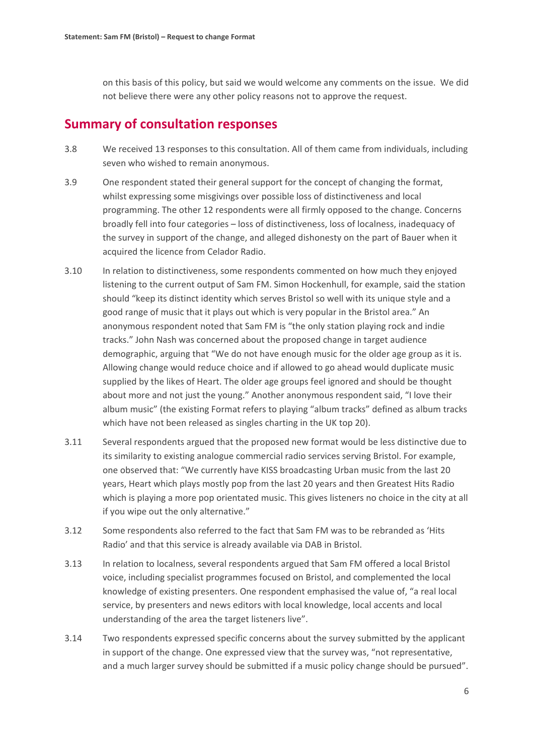on this basis of this policy, but said we would welcome any comments on the issue. We did not believe there were any other policy reasons not to approve the request.

## Summary of consultation responses

3.8 We received 13 responses to this consultation. All of them came from individuals, including seven who wished to remain anonymous.

3.9 One respondent stated their general support for the concept of changing the format, whilst expressing some misgivings over possible loss of distinctiveness and local programming. The other 12 respondents were all firmly opposed to the change. Concerns broadly fell into four categories – loss of distinctiveness, loss of localness, inadequacy of the survey in support of the change, and alleged dishonesty on the part of Bauer when it acquired the licence from Celador Radio.

3.10 In relation to distinctiveness, some respondents commented on how much they enjoyed listening to the current output of Sam FM. Simon Hockenhull, for example, said the station should "keep its distinct identity which serves Bristol so well with its unique style and a good range of music that it plays out which is very popular in the Bristol area." An anonymous respondent noted that Sam FM is "the only station playing rock and indie tracks." John Nash was concerned about the proposed change in target audience demographic, arguing that "We do not have enough music for the older age group as it is. Allowing change would reduce choice and if allowed to go ahead would duplicate music supplied by the likes of Heart. The older age groups feel ignored and should be thought about more and not just the young." Another anonymous respondent said, "I love their album music" (the existing Format refers to playing "album tracks" defined as album tracks which have not been released as singles charting in the UK top 20).

3.11 Several respondents argued that the proposed new format would be less distinctive due to its similarity to existing analogue commercial radio services serving Bristol. For example, one observed that: "We currently have KISS broadcasting Urban music from the last 20 years, Heart which plays mostly pop from the last 20 years and then Greatest Hits Radio which is playing a more pop orientated music. This gives listeners no choice in the city at all if you wipe out the only alternative."

3.12 Some respondents also referred to the fact that Sam FM was to be rebranded as 'Hits Radio' and that this service is already available via DAB in Bristol.

3.13 In relation to localness, several respondents argued that Sam FM offered a local Bristol voice, including specialist programmes focused on Bristol, and complemented the local knowledge of existing presenters. One respondent emphasised the value of, "a real local service, by presenters and news editors with local knowledge, local accents and local understanding of the area the target listeners live".

3.14 Two respondents expressed specific concerns about the survey submitted by the applicant in support of the change. One expressed view that the survey was, "not representative, and a much larger survey should be submitted if a music policy change should be pursued".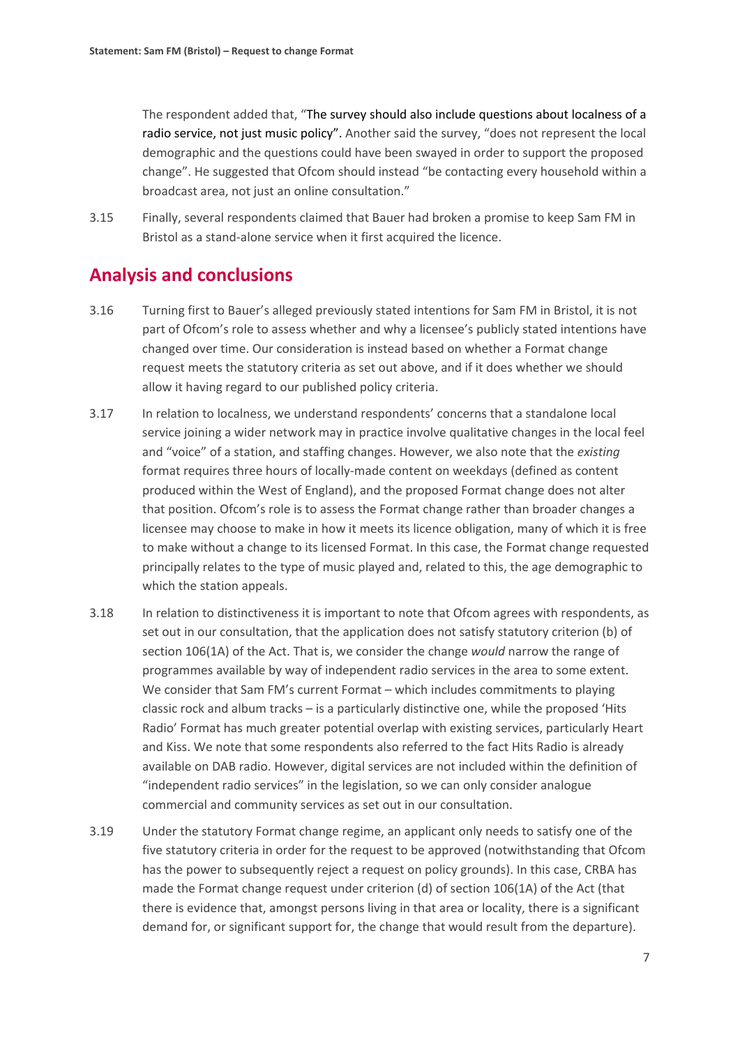The respondent added that, "The survey should also include questions about localness of a radio service, not just music policy". Another said the survey, "does not represent the local demographic and the questions could have been swayed in order to support the proposed change". He suggested that Ofcom should instead "be contacting every household within a broadcast area, not just an online consultation."

3.15 Finally, several respondents claimed that Bauer had broken a promise to keep Sam FM in Bristol as a stand-alone service when it first acquired the licence.

## Analysis and conclusions

3.16 Turning first to Bauer's alleged previously stated intentions for Sam FM in Bristol, it is not part of Ofcom's role to assess whether and why a licensee's publicly stated intentions have changed over time. Our consideration is instead based on whether a Format change request meets the statutory criteria as set out above, and if it does whether we should allow it having regard to our published policy criteria.

3.17 In relation to localness, we understand respondents' concerns that a standalone local service joining a wider network may in practice involve qualitative changes in the local feel and "voice" of a station, and staffing changes. However, we also note that the *existing* format requires three hours of locally-made content on weekdays (defined as content produced within the West of England), and the proposed Format change does not alter that position. Ofcom's role is to assess the Format change rather than broader changes a licensee may choose to make in how it meets its licence obligation, many of which it is free to make without a change to its licensed Format. In this case, the Format change requested principally relates to the type of music played and, related to this, the age demographic to which the station appeals.

3.18 In relation to distinctiveness it is important to note that Ofcom agrees with respondents, as set out in our consultation, that the application does not satisfy statutory criterion (b) of section 106(1A) of the Act. That is, we consider the change *would* narrow the range of programmes available by way of independent radio services in the area to some extent. We consider that Sam FM's current Format – which includes commitments to playing classic rock and album tracks – is a particularly distinctive one, while the proposed 'Hits Radio' Format has much greater potential overlap with existing services, particularly Heart and Kiss. We note that some respondents also referred to the fact Hits Radio is already available on DAB radio. However, digital services are not included within the definition of "independent radio services" in the legislation, so we can only consider analogue commercial and community services as set out in our consultation.

3.19 Under the statutory Format change regime, an applicant only needs to satisfy one of the five statutory criteria in order for the request to be approved (notwithstanding that Ofcom has the power to subsequently reject a request on policy grounds). In this case, CRBA has made the Format change request under criterion (d) of section 106(1A) of the Act (that there is evidence that, amongst persons living in that area or locality, there is a significant demand for, or significant support for, the change that would result from the departure).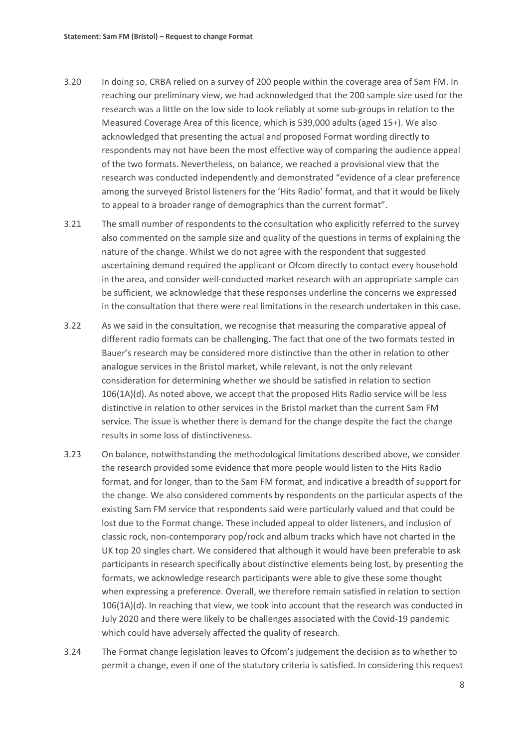3.20 In doing so, CRBA relied on a survey of 200 people within the coverage area of Sam FM. In reaching our preliminary view, we had acknowledged that the 200 sample size used for the research was a little on the low side to look reliably at some sub-groups in relation to the Measured Coverage Area of this licence, which is 539,000 adults (aged 15+). We also acknowledged that presenting the actual and proposed Format wording directly to respondents may not have been the most effective way of comparing the audience appeal of the two formats. Nevertheless, on balance, we reached a provisional view that the research was conducted independently and demonstrated "evidence of a clear preference among the surveyed Bristol listeners for the 'Hits Radio' format, and that it would be likely to appeal to a broader range of demographics than the current format".

3.21 The small number of respondents to the consultation who explicitly referred to the survey also commented on the sample size and quality of the questions in terms of explaining the nature of the change. Whilst we do not agree with the respondent that suggested ascertaining demand required the applicant or Ofcom directly to contact every household in the area, and consider well-conducted market research with an appropriate sample can be sufficient, we acknowledge that these responses underline the concerns we expressed in the consultation that there were real limitations in the research undertaken in this case.

3.22 As we said in the consultation, we recognise that measuring the comparative appeal of different radio formats can be challenging. The fact that one of the two formats tested in Bauer's research may be considered more distinctive than the other in relation to other analogue services in the Bristol market, while relevant, is not the only relevant consideration for determining whether we should be satisfied in relation to section 106(1A)(d). As noted above, we accept that the proposed Hits Radio service will be less distinctive in relation to other services in the Bristol market than the current Sam FM service. The issue is whether there is demand for the change despite the fact the change results in some loss of distinctiveness.

3.23 On balance, notwithstanding the methodological limitations described above, we consider the research provided some evidence that more people would listen to the Hits Radio format, and for longer, than to the Sam FM format, and indicative a breadth of support for the change. We also considered comments by respondents on the particular aspects of the existing Sam FM service that respondents said were particularly valued and that could be lost due to the Format change. These included appeal to older listeners, and inclusion of classic rock, non-contemporary pop/rock and album tracks which have not charted in the UK top 20 singles chart. We considered that although it would have been preferable to ask participants in research specifically about distinctive elements being lost, by presenting the formats, we acknowledge research participants were able to give these some thought when expressing a preference. Overall, we therefore remain satisfied in relation to section 106(1A)(d). In reaching that view, we took into account that the research was conducted in July 2020 and there were likely to be challenges associated with the Covid-19 pandemic which could have adversely affected the quality of research.

3.24 The Format change legislation leaves to Ofcom's judgement the decision as to whether to permit a change, even if one of the statutory criteria is satisfied. In considering this request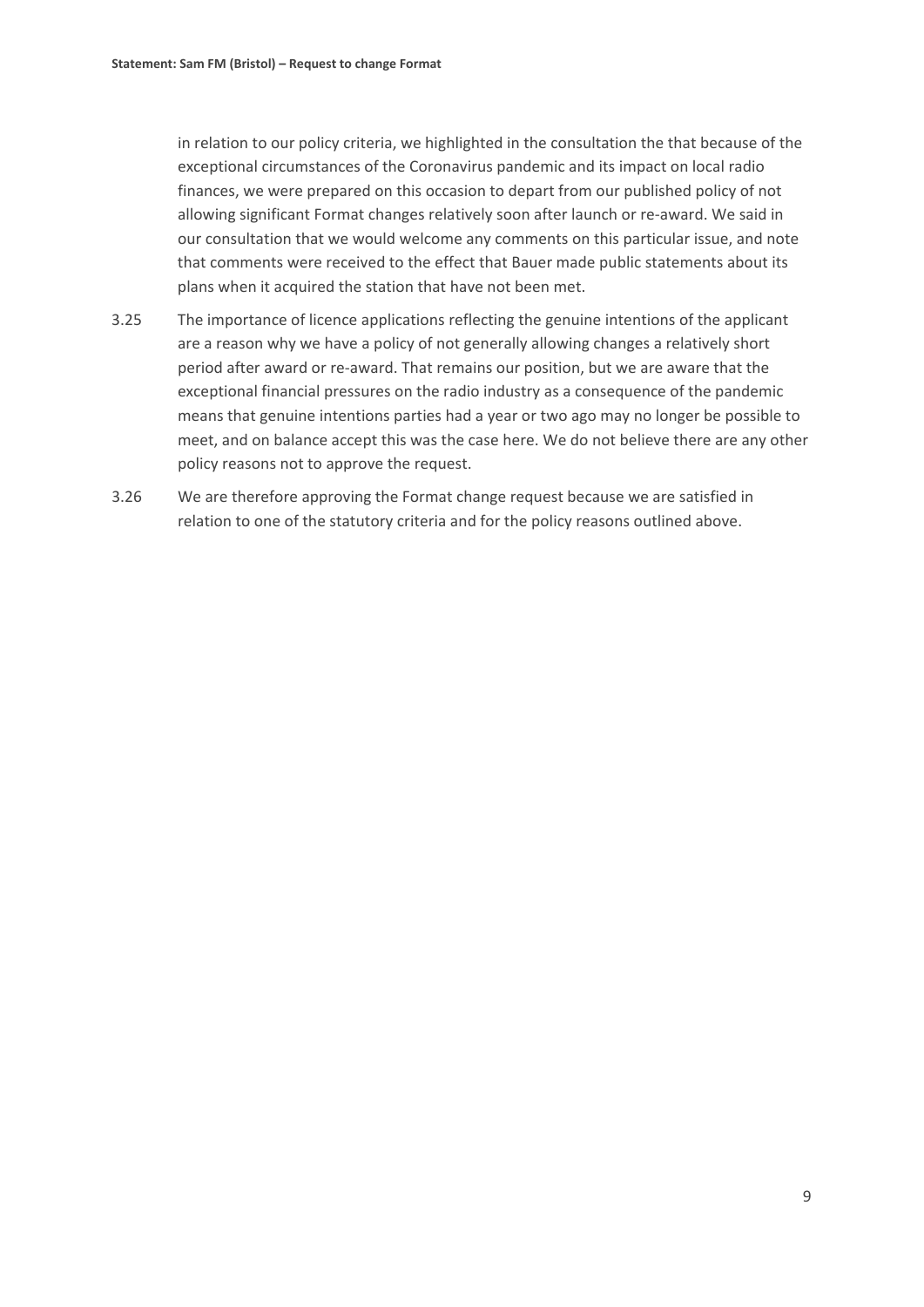in relation to our policy criteria, we highlighted in the consultation the that because of the exceptional circumstances of the Coronavirus pandemic and its impact on local radio finances, we were prepared on this occasion to depart from our published policy of not allowing significant Format changes relatively soon after launch or re-award. We said in our consultation that we would welcome any comments on this particular issue, and note that comments were received to the effect that Bauer made public statements about its plans when it acquired the station that have not been met.

3.25 The importance of licence applications reflecting the genuine intentions of the applicant are a reason why we have a policy of not generally allowing changes a relatively short period after award or re-award. That remains our position, but we are aware that the exceptional financial pressures on the radio industry as a consequence of the pandemic means that genuine intentions parties had a year or two ago may no longer be possible to meet, and on balance accept this was the case here. We do not believe there are any other policy reasons not to approve the request.

3.26 We are therefore approving the Format change request because we are satisfied in relation to one of the statutory criteria and for the policy reasons outlined above.